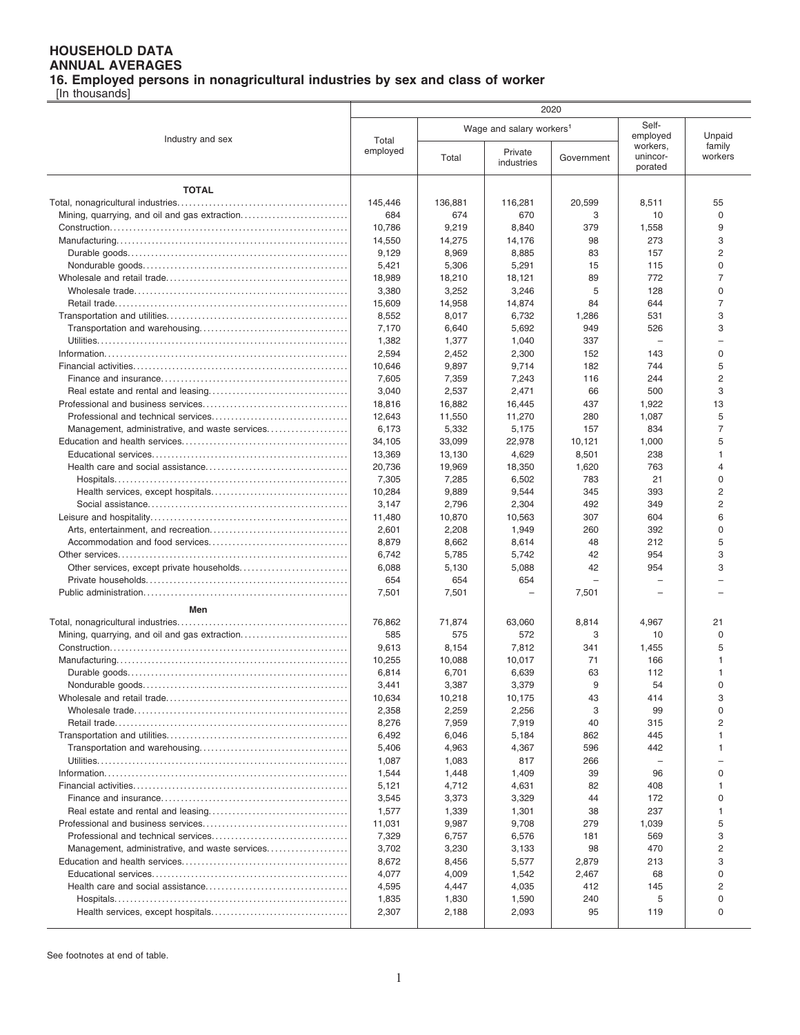# HOUSEHOLD DATA
## ANNUAL AVERAGES
### 16. Employed persons in nonagricultural industries by sex and class of worker

[In thousands]

| Industry and sex | 2020 | | | | | |
|---|---|---|---|---|---|---|
| | Total employed | Wage and salary workers[1] | | | Self-employed workers, unincorporated | Unpaid family workers |
| | | Total | Private industries | Government | | |
| **TOTAL** | | | | | | |
| Total, nonagricultural industries | 145,446 | 136,881 | 116,281 | 20,599 | 8,511 | 55 |
| Mining, quarrying, and oil and gas extraction | 684 | 674 | 670 | 3 | 10 | 0 |
| Construction | 10,786 | 9,219 | 8,840 | 379 | 1,558 | 9 |
| Manufacturing | 14,550 | 14,275 | 14,176 | 98 | 273 | 3 |
| Durable goods | 9,129 | 8,969 | 8,885 | 83 | 157 | 2 |
| Nondurable goods | 5,421 | 5,306 | 5,291 | 15 | 115 | 0 |
| Wholesale and retail trade | 18,989 | 18,210 | 18,121 | 89 | 772 | 7 |
| Wholesale trade | 3,380 | 3,252 | 3,246 | 5 | 128 | 0 |
| Retail trade | 15,609 | 14,958 | 14,874 | 84 | 644 | 7 |
| Transportation and utilities | 8,552 | 8,017 | 6,732 | 1,286 | 531 | 3 |
| Transportation and warehousing | 7,170 | 6,640 | 5,692 | 949 | 526 | 3 |
| Utilities | 1,382 | 1,377 | 1,040 | 337 | – | – |
| Information | 2,594 | 2,452 | 2,300 | 152 | 143 | 0 |
| Financial activities | 10,646 | 9,897 | 9,714 | 182 | 744 | 5 |
| Finance and insurance | 7,605 | 7,359 | 7,243 | 116 | 244 | 2 |
| Real estate and rental and leasing | 3,040 | 2,537 | 2,471 | 66 | 500 | 3 |
| Professional and business services | 18,816 | 16,882 | 16,445 | 437 | 1,922 | 13 |
| Professional and technical services | 12,643 | 11,550 | 11,270 | 280 | 1,087 | 5 |
| Management, administrative, and waste services | 6,173 | 5,332 | 5,175 | 157 | 834 | 7 |
| Education and health services | 34,105 | 33,099 | 22,978 | 10,121 | 1,000 | 5 |
| Educational services | 13,369 | 13,130 | 4,629 | 8,501 | 238 | 1 |
| Health care and social assistance | 20,736 | 19,969 | 18,350 | 1,620 | 763 | 4 |
| Hospitals | 7,305 | 7,285 | 6,502 | 783 | 21 | 0 |
| Health services, except hospitals | 10,284 | 9,889 | 9,544 | 345 | 393 | 2 |
| Social assistance | 3,147 | 2,796 | 2,304 | 492 | 349 | 2 |
| Leisure and hospitality | 11,480 | 10,870 | 10,563 | 307 | 604 | 6 |
| Arts, entertainment, and recreation | 2,601 | 2,208 | 1,949 | 260 | 392 | 0 |
| Accommodation and food services | 8,879 | 8,662 | 8,614 | 48 | 212 | 5 |
| Other services | 6,742 | 5,785 | 5,742 | 42 | 954 | 3 |
| Other services, except private households | 6,088 | 5,130 | 5,088 | 42 | 954 | 3 |
| Private households | 654 | 654 | 654 | – | – | – |
| Public administration | 7,501 | 7,501 | – | 7,501 | – | – |
| **Men** | | | | | | |
| Total, nonagricultural industries | 76,862 | 71,874 | 63,060 | 8,814 | 4,967 | 21 |
| Mining, quarrying, and oil and gas extraction | 585 | 575 | 572 | 3 | 10 | 0 |
| Construction | 9,613 | 8,154 | 7,812 | 341 | 1,455 | 5 |
| Manufacturing | 10,255 | 10,088 | 10,017 | 71 | 166 | 1 |
| Durable goods | 6,814 | 6,701 | 6,639 | 63 | 112 | 1 |
| Nondurable goods | 3,441 | 3,387 | 3,379 | 9 | 54 | 0 |
| Wholesale and retail trade | 10,634 | 10,218 | 10,175 | 43 | 414 | 3 |
| Wholesale trade | 2,358 | 2,259 | 2,256 | 3 | 99 | 0 |
| Retail trade | 8,276 | 7,959 | 7,919 | 40 | 315 | 2 |
| Transportation and utilities | 6,492 | 6,046 | 5,184 | 862 | 445 | 1 |
| Transportation and warehousing | 5,406 | 4,963 | 4,367 | 596 | 442 | 1 |
| Utilities | 1,087 | 1,083 | 817 | 266 | – | – |
| Information | 1,544 | 1,448 | 1,409 | 39 | 96 | 0 |
| Financial activities | 5,121 | 4,712 | 4,631 | 82 | 408 | 1 |
| Finance and insurance | 3,545 | 3,373 | 3,329 | 44 | 172 | 0 |
| Real estate and rental and leasing | 1,577 | 1,339 | 1,301 | 38 | 237 | 1 |
| Professional and business services | 11,031 | 9,987 | 9,708 | 279 | 1,039 | 5 |
| Professional and technical services | 7,329 | 6,757 | 6,576 | 181 | 569 | 3 |
| Management, administrative, and waste services | 3,702 | 3,230 | 3,133 | 98 | 470 | 2 |
| Education and health services | 8,672 | 8,456 | 5,577 | 2,879 | 213 | 3 |
| Educational services | 4,077 | 4,009 | 1,542 | 2,467 | 68 | 0 |
| Health care and social assistance | 4,595 | 4,447 | 4,035 | 412 | 145 | 2 |
| Hospitals | 1,835 | 1,830 | 1,590 | 240 | 5 | 0 |
| Health services, except hospitals | 2,307 | 2,188 | 2,093 | 95 | 119 | 0 |

See footnotes at end of table.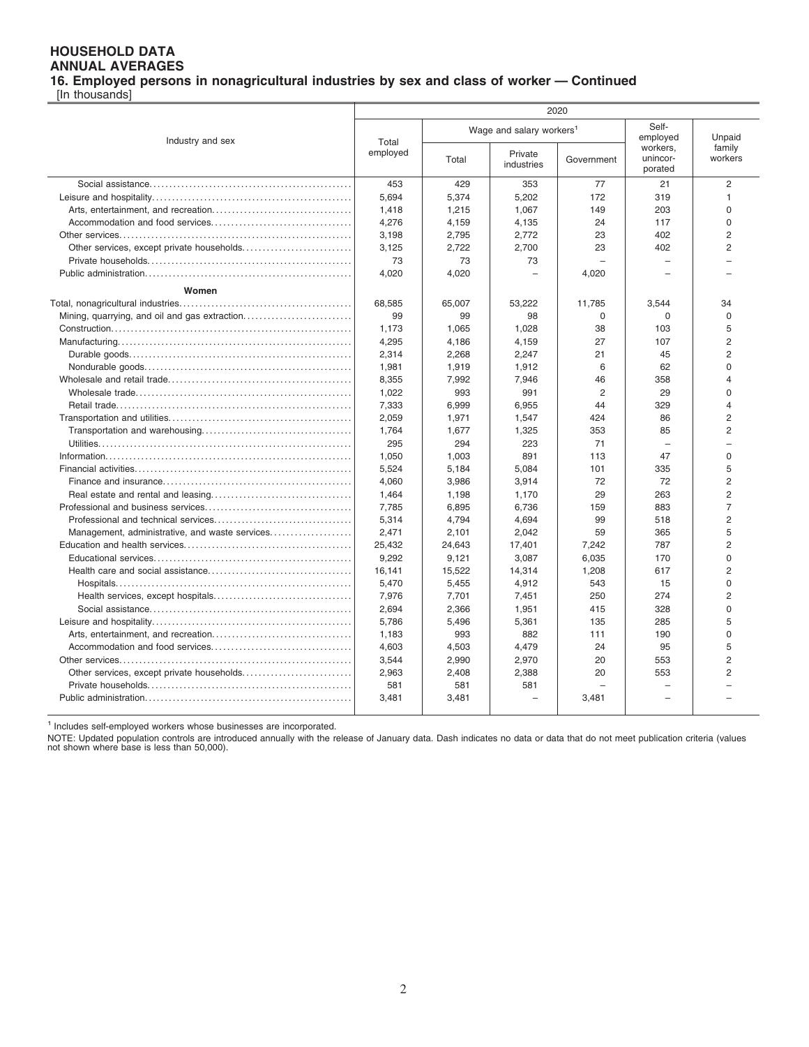# HOUSEHOLD DATA
## ANNUAL AVERAGES
### 16. Employed persons in nonagricultural industries by sex and class of worker — Continued

[In thousands]

| Industry and sex | 2020 | | | | | |
|---|---|---|---|---|---|---|
| | Total employed | Wage and salary workers[1] | | | Self-employed workers, unincorporated | Unpaid family workers |
| | | Total | Private industries | Government | | |
| Social assistance | 453 | 429 | 353 | 77 | 21 | 2 |
| Leisure and hospitality | 5,694 | 5,374 | 5,202 | 172 | 319 | 1 |
| Arts, entertainment, and recreation | 1,418 | 1,215 | 1,067 | 149 | 203 | 0 |
| Accommodation and food services | 4,276 | 4,159 | 4,135 | 24 | 117 | 0 |
| Other services | 3,198 | 2,795 | 2,772 | 23 | 402 | 2 |
| Other services, except private households | 3,125 | 2,722 | 2,700 | 23 | 402 | 2 |
| Private households | 73 | 73 | 73 | – | – | – |
| Public administration | 4,020 | 4,020 | – | 4,020 | – | – |
| **Women** | | | | | | |
| Total, nonagricultural industries | 68,585 | 65,007 | 53,222 | 11,785 | 3,544 | 34 |
| Mining, quarrying, and oil and gas extraction | 99 | 99 | 98 | 0 | 0 | 0 |
| Construction | 1,173 | 1,065 | 1,028 | 38 | 103 | 5 |
| Manufacturing | 4,295 | 4,186 | 4,159 | 27 | 107 | 2 |
| Durable goods | 2,314 | 2,268 | 2,247 | 21 | 45 | 2 |
| Nondurable goods | 1,981 | 1,919 | 1,912 | 6 | 62 | 0 |
| Wholesale and retail trade | 8,355 | 7,992 | 7,946 | 46 | 358 | 4 |
| Wholesale trade | 1,022 | 993 | 991 | 2 | 29 | 0 |
| Retail trade | 7,333 | 6,999 | 6,955 | 44 | 329 | 4 |
| Transportation and utilities | 2,059 | 1,971 | 1,547 | 424 | 86 | 2 |
| Transportation and warehousing | 1,764 | 1,677 | 1,325 | 353 | 85 | 2 |
| Utilities | 295 | 294 | 223 | 71 | – | – |
| Information | 1,050 | 1,003 | 891 | 113 | 47 | 0 |
| Financial activities | 5,524 | 5,184 | 5,084 | 101 | 335 | 5 |
| Finance and insurance | 4,060 | 3,986 | 3,914 | 72 | 72 | 2 |
| Real estate and rental and leasing | 1,464 | 1,198 | 1,170 | 29 | 263 | 2 |
| Professional and business services | 7,785 | 6,895 | 6,736 | 159 | 883 | 7 |
| Professional and technical services | 5,314 | 4,794 | 4,694 | 99 | 518 | 2 |
| Management, administrative, and waste services | 2,471 | 2,101 | 2,042 | 59 | 365 | 5 |
| Education and health services | 25,432 | 24,643 | 17,401 | 7,242 | 787 | 2 |
| Educational services | 9,292 | 9,121 | 3,087 | 6,035 | 170 | 0 |
| Health care and social assistance | 16,141 | 15,522 | 14,314 | 1,208 | 617 | 2 |
| Hospitals | 5,470 | 5,455 | 4,912 | 543 | 15 | 0 |
| Health services, except hospitals | 7,976 | 7,701 | 7,451 | 250 | 274 | 2 |
| Social assistance | 2,694 | 2,366 | 1,951 | 415 | 328 | 0 |
| Leisure and hospitality | 5,786 | 5,496 | 5,361 | 135 | 285 | 5 |
| Arts, entertainment, and recreation | 1,183 | 993 | 882 | 111 | 190 | 0 |
| Accommodation and food services | 4,603 | 4,503 | 4,479 | 24 | 95 | 5 |
| Other services | 3,544 | 2,990 | 2,970 | 20 | 553 | 2 |
| Other services, except private households | 2,963 | 2,408 | 2,388 | 20 | 553 | 2 |
| Private households | 581 | 581 | 581 | – | – | – |
| Public administration | 3,481 | 3,481 | – | 3,481 | – | – |

[1] Includes self-employed workers whose businesses are incorporated.

NOTE: Updated population controls are introduced annually with the release of January data. Dash indicates no data or data that do not meet publication criteria (values not shown where base is less than 50,000).